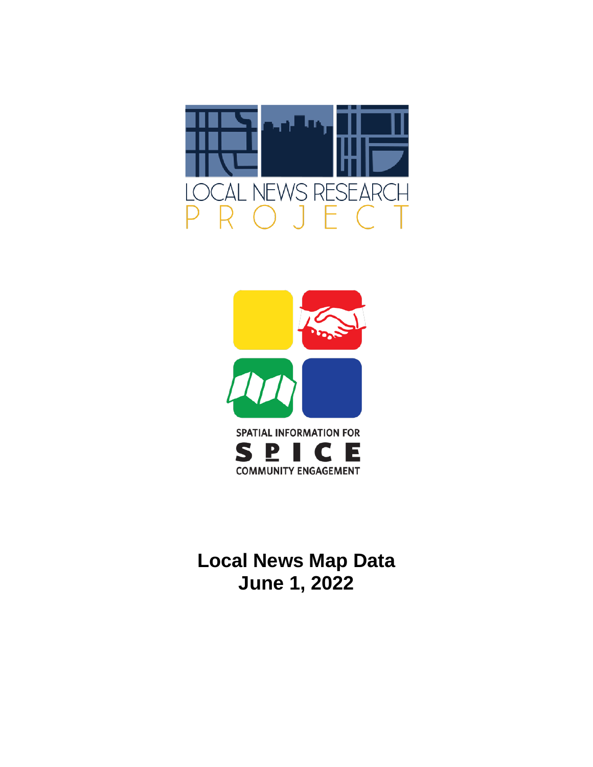LOCAL NEWS RESEARCH PROJECT

SPATIAL INFORMATION FOR COMMUNITY ENGAGEMENT

SPICE

# Local News Map Data
# June 1, 2022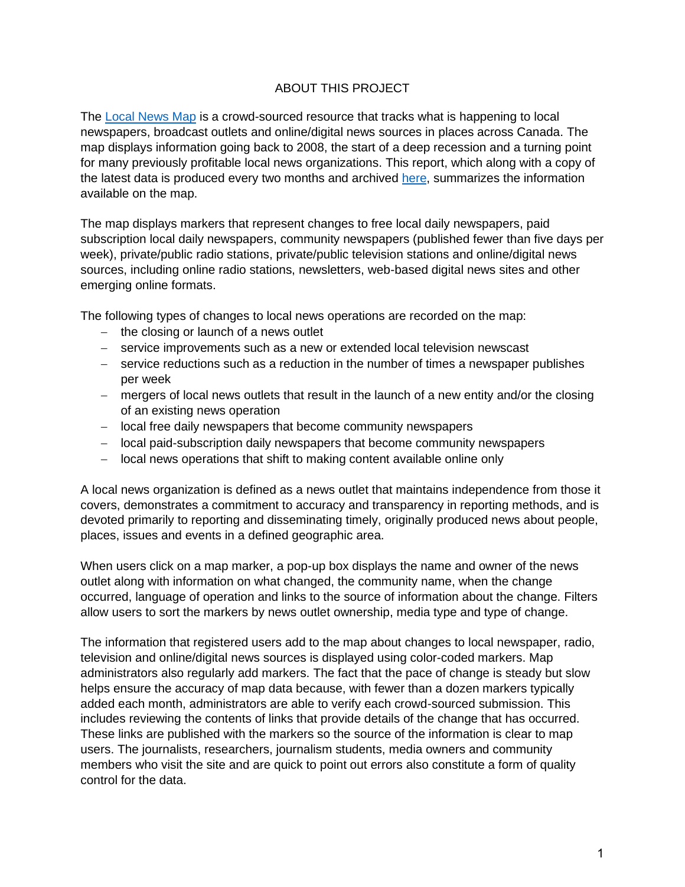# ABOUT THIS PROJECT

The [Local News Map](Local News Map) is a crowd-sourced resource that tracks what is happening to local newspapers, broadcast outlets and online/digital news sources in places across Canada. The map displays information going back to 2008, the start of a deep recession and a turning point for many previously profitable local news organizations. This report, which along with a copy of the latest data is produced every two months and archived [here](here), summarizes the information available on the map.

The map displays markers that represent changes to free local daily newspapers, paid subscription local daily newspapers, community newspapers (published fewer than five days per week), private/public radio stations, private/public television stations and online/digital news sources, including online radio stations, newsletters, web-based digital news sites and other emerging online formats.

The following types of changes to local news operations are recorded on the map:

- the closing or launch of a news outlet
- service improvements such as a new or extended local television newscast
- service reductions such as a reduction in the number of times a newspaper publishes per week
- mergers of local news outlets that result in the launch of a new entity and/or the closing of an existing news operation
- local free daily newspapers that become community newspapers
- local paid-subscription daily newspapers that become community newspapers
- local news operations that shift to making content available online only

A local news organization is defined as a news outlet that maintains independence from those it covers, demonstrates a commitment to accuracy and transparency in reporting methods, and is devoted primarily to reporting and disseminating timely, originally produced news about people, places, issues and events in a defined geographic area.

When users click on a map marker, a pop-up box displays the name and owner of the news outlet along with information on what changed, the community name, when the change occurred, language of operation and links to the source of information about the change. Filters allow users to sort the markers by news outlet ownership, media type and type of change.

The information that registered users add to the map about changes to local newspaper, radio, television and online/digital news sources is displayed using color-coded markers. Map administrators also regularly add markers. The fact that the pace of change is steady but slow helps ensure the accuracy of map data because, with fewer than a dozen markers typically added each month, administrators are able to verify each crowd-sourced submission. This includes reviewing the contents of links that provide details of the change that has occurred. These links are published with the markers so the source of the information is clear to map users. The journalists, researchers, journalism students, media owners and community members who visit the site and are quick to point out errors also constitute a form of quality control for the data.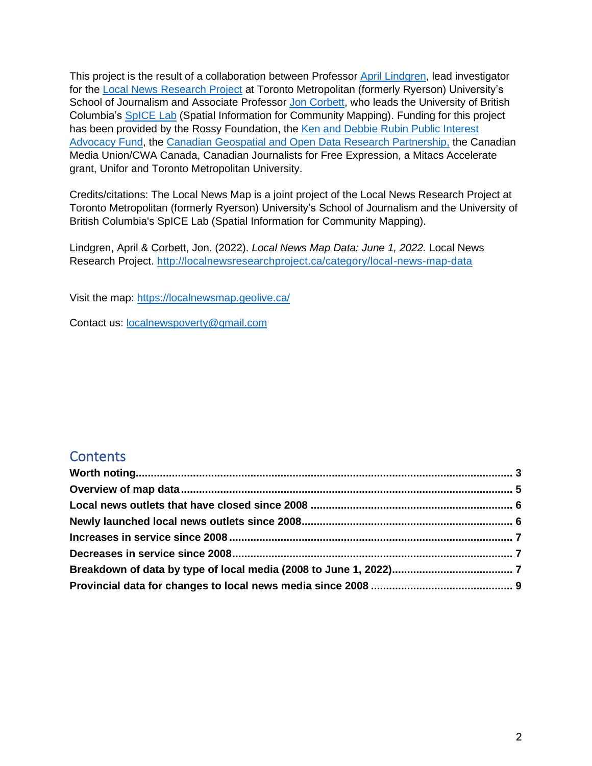This project is the result of a collaboration between Professor April Lindgren, lead investigator for the Local News Research Project at Toronto Metropolitan (formerly Ryerson) University's School of Journalism and Associate Professor Jon Corbett, who leads the University of British Columbia's SpICE Lab (Spatial Information for Community Mapping). Funding for this project has been provided by the Rossy Foundation, the Ken and Debbie Rubin Public Interest Advocacy Fund, the Canadian Geospatial and Open Data Research Partnership, the Canadian Media Union/CWA Canada, Canadian Journalists for Free Expression, a Mitacs Accelerate grant, Unifor and Toronto Metropolitan University.

Credits/citations: The Local News Map is a joint project of the Local News Research Project at Toronto Metropolitan (formerly Ryerson) University's School of Journalism and the University of British Columbia's SpICE Lab (Spatial Information for Community Mapping).

Lindgren, April & Corbett, Jon. (2022). *Local News Map Data: June 1, 2022.* Local News Research Project. http://localnewsresearchproject.ca/category/local-news-map-data

Visit the map: https://localnewsmap.geolive.ca/

Contact us: localnewspoverty@gmail.com

## Contents

**Worth noting** ........ 3
**Overview of map data** ........ 5
**Local news outlets that have closed since 2008** ........ 6
**Newly launched local news outlets since 2008** ........ 6
**Increases in service since 2008** ........ 7
**Decreases in service since 2008** ........ 7
**Breakdown of data by type of local media (2008 to June 1, 2022)** ........ 7
**Provincial data for changes to local news media since 2008** ........ 9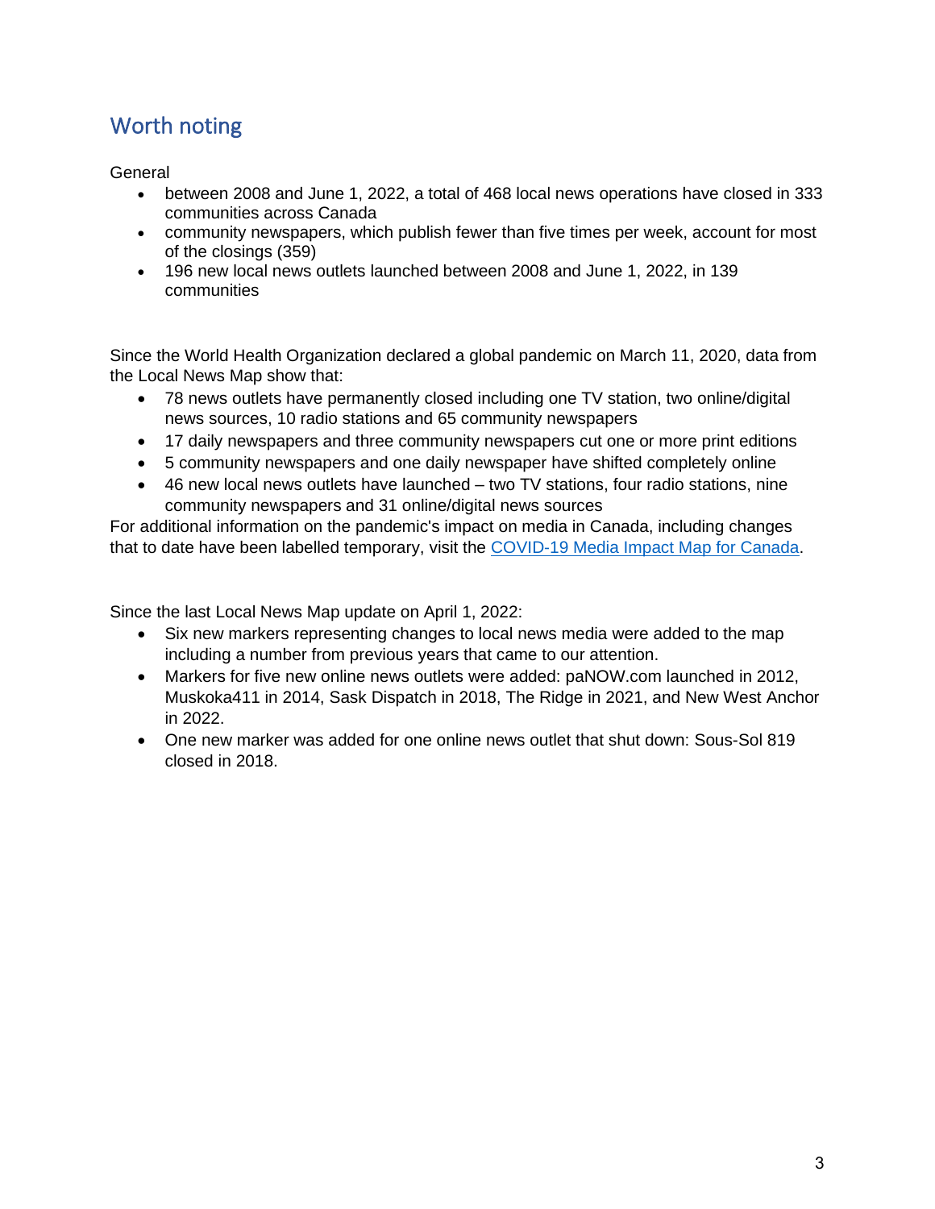## Worth noting

General

- between 2008 and June 1, 2022, a total of 468 local news operations have closed in 333 communities across Canada
- community newspapers, which publish fewer than five times per week, account for most of the closings (359)
- 196 new local news outlets launched between 2008 and June 1, 2022, in 139 communities

Since the World Health Organization declared a global pandemic on March 11, 2020, data from the Local News Map show that:

- 78 news outlets have permanently closed including one TV station, two online/digital news sources, 10 radio stations and 65 community newspapers
- 17 daily newspapers and three community newspapers cut one or more print editions
- 5 community newspapers and one daily newspaper have shifted completely online
- 46 new local news outlets have launched – two TV stations, four radio stations, nine community newspapers and 31 online/digital news sources

For additional information on the pandemic's impact on media in Canada, including changes that to date have been labelled temporary, visit the COVID-19 Media Impact Map for Canada.

Since the last Local News Map update on April 1, 2022:

- Six new markers representing changes to local news media were added to the map including a number from previous years that came to our attention.
- Markers for five new online news outlets were added: paNOW.com launched in 2012, Muskoka411 in 2014, Sask Dispatch in 2018, The Ridge in 2021, and New West Anchor in 2022.
- One new marker was added for one online news outlet that shut down: Sous-Sol 819 closed in 2018.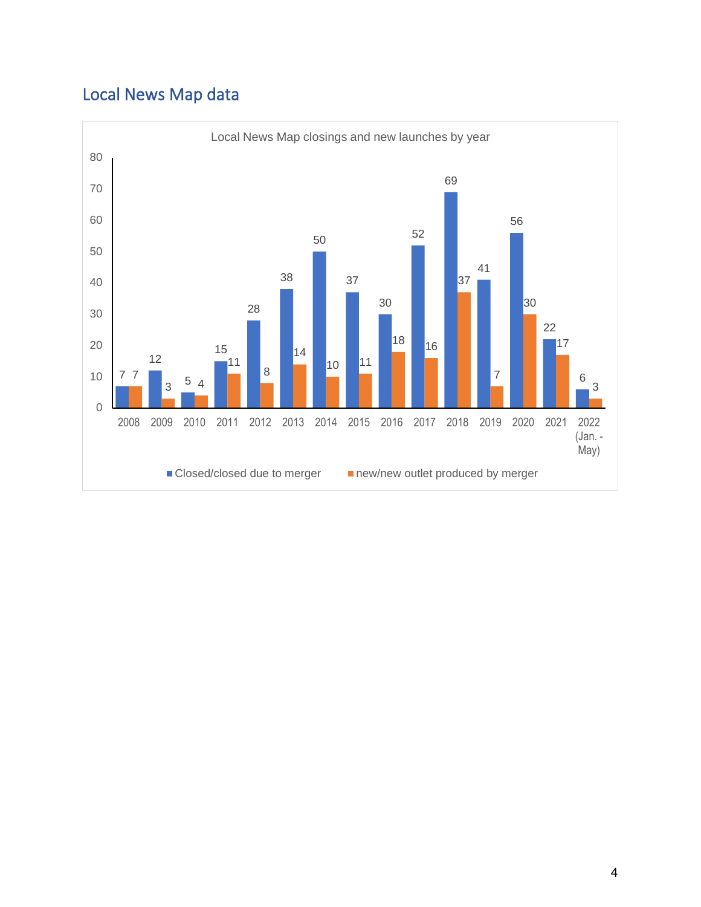## Local News Map data

Local News Map closings and new launches by year

| Year | Closed/closed due to merger | new/new outlet produced by merger |
|---|---|---|
| 2008 | 7 | 7 |
| 2009 | 12 | 3 |
| 2010 | 5 | 4 |
| 2011 | 15 | 11 |
| 2012 | 28 | 8 |
| 2013 | 38 | 14 |
| 2014 | 50 | 10 |
| 2015 | 37 | 11 |
| 2016 | 30 | 18 |
| 2017 | 52 | 16 |
| 2018 | 69 | 37 |
| 2019 | 41 | 7 |
| 2020 | 56 | 30 |
| 2021 | 22 | 17 |
| 2022 (Jan. - May) | 6 | 3 |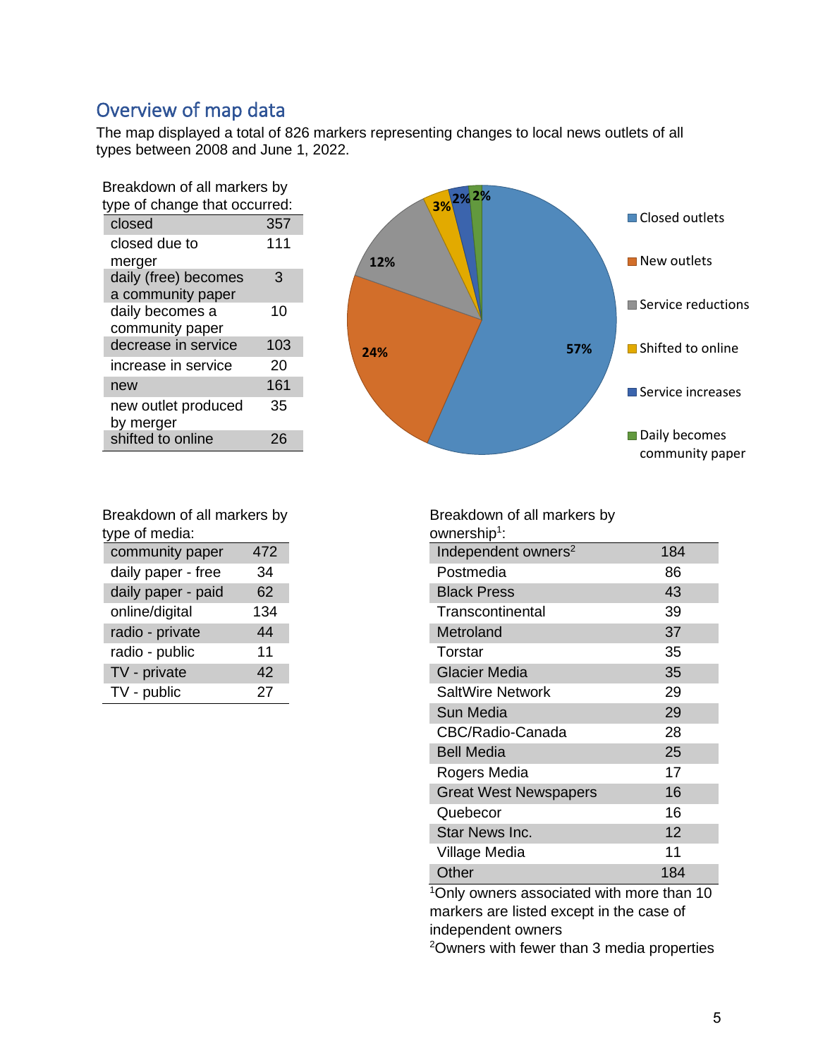## Overview of map data

The map displayed a total of 826 markers representing changes to local news outlets of all types between 2008 and June 1, 2022.

Breakdown of all markers by type of change that occurred:

| | |
|---|---|
| closed | 357 |
| closed due to merger | 111 |
| daily (free) becomes a community paper | 3 |
| daily becomes a community paper | 10 |
| decrease in service | 103 |
| increase in service | 20 |
| new | 161 |
| new outlet produced by merger | 35 |
| shifted to online | 26 |

Closed outlets 57%, New outlets 24%, Service reductions 12%, Shifted to online 3%, Service increases 2%, Daily becomes community paper 2%

Breakdown of all markers by type of media:

| | |
|---|---|
| community paper | 472 |
| daily paper - free | 34 |
| daily paper - paid | 62 |
| online/digital | 134 |
| radio - private | 44 |
| radio - public | 11 |
| TV - private | 42 |
| TV - public | 27 |

Breakdown of all markers by ownership[1]:

| | |
|---|---|
| Independent owners[2] | 184 |
| Postmedia | 86 |
| Black Press | 43 |
| Transcontinental | 39 |
| Metroland | 37 |
| Torstar | 35 |
| Glacier Media | 35 |
| SaltWire Network | 29 |
| Sun Media | 29 |
| CBC/Radio-Canada | 28 |
| Bell Media | 25 |
| Rogers Media | 17 |
| Great West Newspapers | 16 |
| Quebecor | 16 |
| Star News Inc. | 12 |
| Village Media | 11 |
| Other | 184 |

[1]Only owners associated with more than 10 markers are listed except in the case of independent owners

[2]Owners with fewer than 3 media properties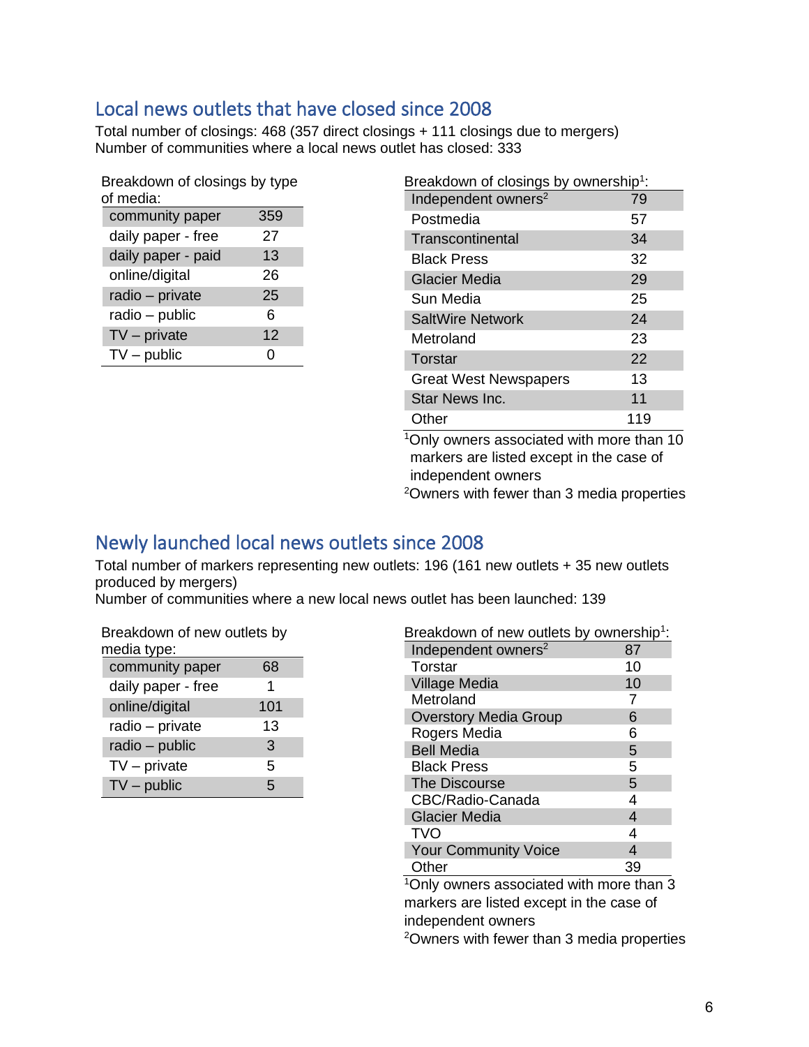## Local news outlets that have closed since 2008

Total number of closings: 468 (357 direct closings + 111 closings due to mergers)
Number of communities where a local news outlet has closed: 333

Breakdown of closings by type of media:

| Type of media | Closings |
|---|---|
| community paper | 359 |
| daily paper - free | 27 |
| daily paper - paid | 13 |
| online/digital | 26 |
| radio – private | 25 |
| radio – public | 6 |
| TV – private | 12 |
| TV – public | 0 |

Breakdown of closings by ownership[1]:

| Owner | Closings |
|---|---|
| Independent owners[2] | 79 |
| Postmedia | 57 |
| Transcontinental | 34 |
| Black Press | 32 |
| Glacier Media | 29 |
| Sun Media | 25 |
| SaltWire Network | 24 |
| Metroland | 23 |
| Torstar | 22 |
| Great West Newspapers | 13 |
| Star News Inc. | 11 |
| Other | 119 |

[1]Only owners associated with more than 10 markers are listed except in the case of independent owners
[2]Owners with fewer than 3 media properties

## Newly launched local news outlets since 2008

Total number of markers representing new outlets: 196 (161 new outlets + 35 new outlets produced by mergers)
Number of communities where a new local news outlet has been launched: 139

Breakdown of new outlets by media type:

| Media type | New outlets |
|---|---|
| community paper | 68 |
| daily paper - free | 1 |
| online/digital | 101 |
| radio – private | 13 |
| radio – public | 3 |
| TV – private | 5 |
| TV – public | 5 |

Breakdown of new outlets by ownership[1]:

| Owner | New outlets |
|---|---|
| Independent owners[2] | 87 |
| Torstar | 10 |
| Village Media | 10 |
| Metroland | 7 |
| Overstory Media Group | 6 |
| Rogers Media | 6 |
| Bell Media | 5 |
| Black Press | 5 |
| The Discourse | 5 |
| CBC/Radio-Canada | 4 |
| Glacier Media | 4 |
| TVO | 4 |
| Your Community Voice | 4 |
| Other | 39 |

[1]Only owners associated with more than 3 markers are listed except in the case of independent owners
[2]Owners with fewer than 3 media properties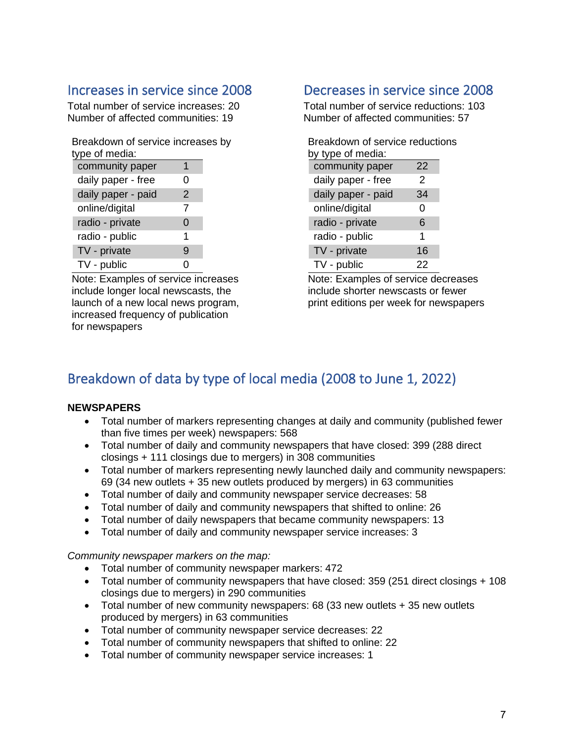## Increases in service since 2008

Total number of service increases: 20
Number of affected communities: 19

Breakdown of service increases by type of media:

| | |
|---|---|
| community paper | 1 |
| daily paper - free | 0 |
| daily paper - paid | 2 |
| online/digital | 7 |
| radio - private | 0 |
| radio - public | 1 |
| TV - private | 9 |
| TV - public | 0 |

Note: Examples of service increases include longer local newscasts, the launch of a new local news program, increased frequency of publication for newspapers

## Decreases in service since 2008

Total number of service reductions: 103
Number of affected communities: 57

Breakdown of service reductions by type of media:

| | |
|---|---|
| community paper | 22 |
| daily paper - free | 2 |
| daily paper - paid | 34 |
| online/digital | 0 |
| radio - private | 6 |
| radio - public | 1 |
| TV - private | 16 |
| TV - public | 22 |

Note: Examples of service decreases include shorter newscasts or fewer print editions per week for newspapers

## Breakdown of data by type of local media (2008 to June 1, 2022)

**NEWSPAPERS**

- Total number of markers representing changes at daily and community (published fewer than five times per week) newspapers: 568
- Total number of daily and community newspapers that have closed: 399 (288 direct closings + 111 closings due to mergers) in 308 communities
- Total number of markers representing newly launched daily and community newspapers: 69 (34 new outlets + 35 new outlets produced by mergers) in 63 communities
- Total number of daily and community newspaper service decreases: 58
- Total number of daily and community newspapers that shifted to online: 26
- Total number of daily newspapers that became community newspapers: 13
- Total number of daily and community newspaper service increases: 3

*Community newspaper markers on the map:*

- Total number of community newspaper markers: 472
- Total number of community newspapers that have closed: 359 (251 direct closings + 108 closings due to mergers) in 290 communities
- Total number of new community newspapers: 68 (33 new outlets + 35 new outlets produced by mergers) in 63 communities
- Total number of community newspaper service decreases: 22
- Total number of community newspapers that shifted to online: 22
- Total number of community newspaper service increases: 1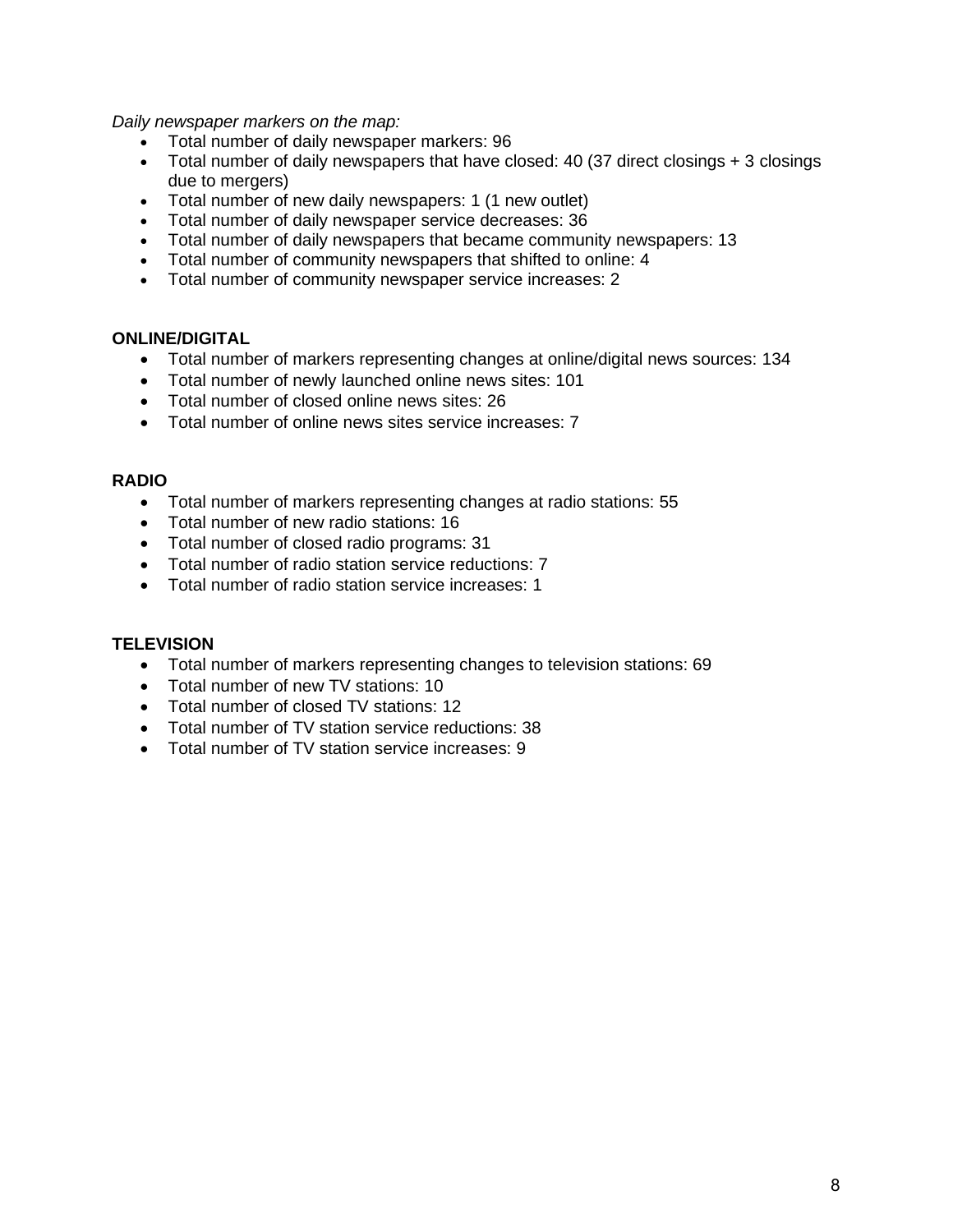*Daily newspaper markers on the map:*

- Total number of daily newspaper markers: 96
- Total number of daily newspapers that have closed: 40 (37 direct closings + 3 closings due to mergers)
- Total number of new daily newspapers: 1 (1 new outlet)
- Total number of daily newspaper service decreases: 36
- Total number of daily newspapers that became community newspapers: 13
- Total number of community newspapers that shifted to online: 4
- Total number of community newspaper service increases: 2

**ONLINE/DIGITAL**

- Total number of markers representing changes at online/digital news sources: 134
- Total number of newly launched online news sites: 101
- Total number of closed online news sites: 26
- Total number of online news sites service increases: 7

**RADIO**

- Total number of markers representing changes at radio stations: 55
- Total number of new radio stations: 16
- Total number of closed radio programs: 31
- Total number of radio station service reductions: 7
- Total number of radio station service increases: 1

**TELEVISION**

- Total number of markers representing changes to television stations: 69
- Total number of new TV stations: 10
- Total number of closed TV stations: 12
- Total number of TV station service reductions: 38
- Total number of TV station service increases: 9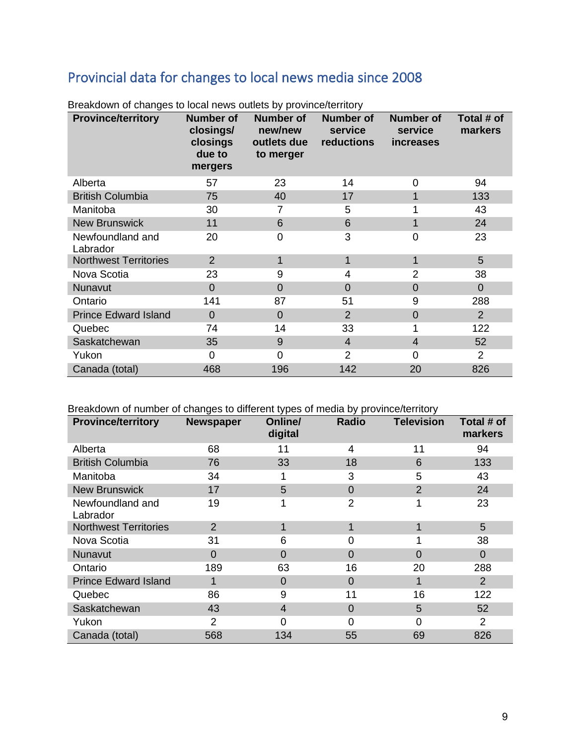## Provincial data for changes to local news media since 2008

Breakdown of changes to local news outlets by province/territory

| Province/territory | Number of closings/ closings due to mergers | Number of new/new outlets due to merger | Number of service reductions | Number of service increases | Total # of markers |
|---|---|---|---|---|---|
| Alberta | 57 | 23 | 14 | 0 | 94 |
| British Columbia | 75 | 40 | 17 | 1 | 133 |
| Manitoba | 30 | 7 | 5 | 1 | 43 |
| New Brunswick | 11 | 6 | 6 | 1 | 24 |
| Newfoundland and Labrador | 20 | 0 | 3 | 0 | 23 |
| Northwest Territories | 2 | 1 | 1 | 1 | 5 |
| Nova Scotia | 23 | 9 | 4 | 2 | 38 |
| Nunavut | 0 | 0 | 0 | 0 | 0 |
| Ontario | 141 | 87 | 51 | 9 | 288 |
| Prince Edward Island | 0 | 0 | 2 | 0 | 2 |
| Quebec | 74 | 14 | 33 | 1 | 122 |
| Saskatchewan | 35 | 9 | 4 | 4 | 52 |
| Yukon | 0 | 0 | 2 | 0 | 2 |
| Canada (total) | 468 | 196 | 142 | 20 | 826 |

Breakdown of number of changes to different types of media by province/territory

| Province/territory | Newspaper | Online/ digital | Radio | Television | Total # of markers |
|---|---|---|---|---|---|
| Alberta | 68 | 11 | 4 | 11 | 94 |
| British Columbia | 76 | 33 | 18 | 6 | 133 |
| Manitoba | 34 | 1 | 3 | 5 | 43 |
| New Brunswick | 17 | 5 | 0 | 2 | 24 |
| Newfoundland and Labrador | 19 | 1 | 2 | 1 | 23 |
| Northwest Territories | 2 | 1 | 1 | 1 | 5 |
| Nova Scotia | 31 | 6 | 0 | 1 | 38 |
| Nunavut | 0 | 0 | 0 | 0 | 0 |
| Ontario | 189 | 63 | 16 | 20 | 288 |
| Prince Edward Island | 1 | 0 | 0 | 1 | 2 |
| Quebec | 86 | 9 | 11 | 16 | 122 |
| Saskatchewan | 43 | 4 | 0 | 5 | 52 |
| Yukon | 2 | 0 | 0 | 0 | 2 |
| Canada (total) | 568 | 134 | 55 | 69 | 826 |